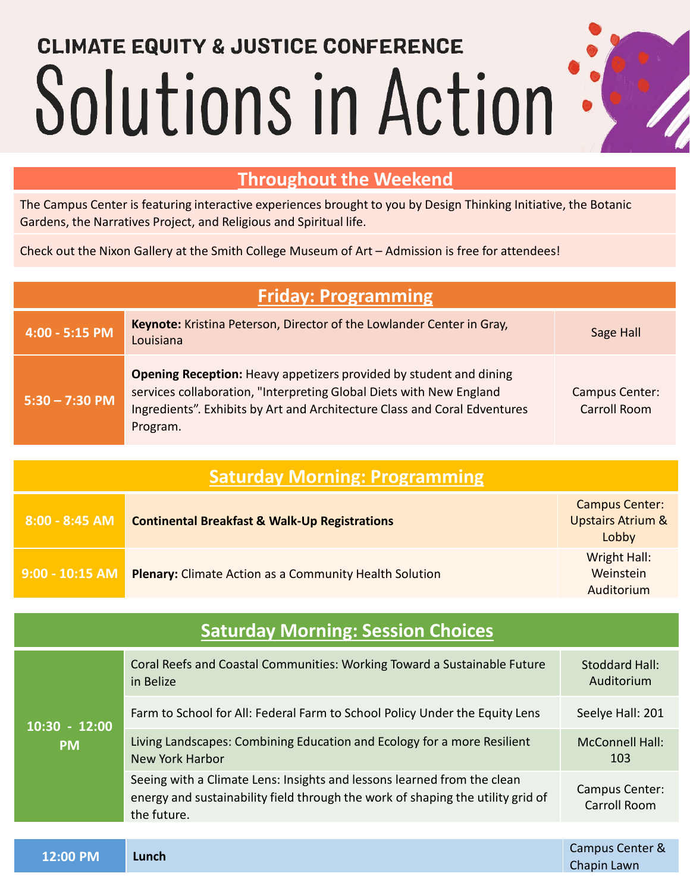CLIMATE EQUITY & JUSTICE CONFERENCE

# Solutions in Action

## Throughout the Weekend

The Campus Center is featuring interactive experiences brought to you by Design Thinking Initiative, the Botanic Gardens, the Narratives Project, and Religious and Spiritual life.

Check out the Nixon Gallery at the Smith College Museum of Art – Admission is free for attendees!

## Friday: Programming

| Time | Event | Location |
|---|---|---|
| 4:00 - 5:15 PM | **Keynote:** Kristina Peterson, Director of the Lowlander Center in Gray, Louisiana | Sage Hall |
| 5:30 – 7:30 PM | **Opening Reception:** Heavy appetizers provided by student and dining services collaboration, "Interpreting Global Diets with New England Ingredients". Exhibits by Art and Architecture Class and Coral Edventures Program. | Campus Center: Carroll Room |

## Saturday Morning: Programming

| Time | Event | Location |
|---|---|---|
| 8:00 - 8:45 AM | **Continental Breakfast & Walk-Up Registrations** | Campus Center: Upstairs Atrium & Lobby |
| 9:00 - 10:15 AM | **Plenary:** Climate Action as a Community Health Solution | Wright Hall: Weinstein Auditorium |

## Saturday Morning: Session Choices

| Time | Session | Location |
|---|---|---|
| 10:30 - 12:00 PM | Coral Reefs and Coastal Communities: Working Toward a Sustainable Future in Belize | Stoddard Hall: Auditorium |
| | Farm to School for All: Federal Farm to School Policy Under the Equity Lens | Seelye Hall: 201 |
| | Living Landscapes: Combining Education and Ecology for a more Resilient New York Harbor | McConnell Hall: 103 |
| | Seeing with a Climate Lens: Insights and lessons learned from the clean energy and sustainability field through the work of shaping the utility grid of the future. | Campus Center: Carroll Room |

| Time | Event | Location |
|---|---|---|
| 12:00 PM | **Lunch** | Campus Center & Chapin Lawn |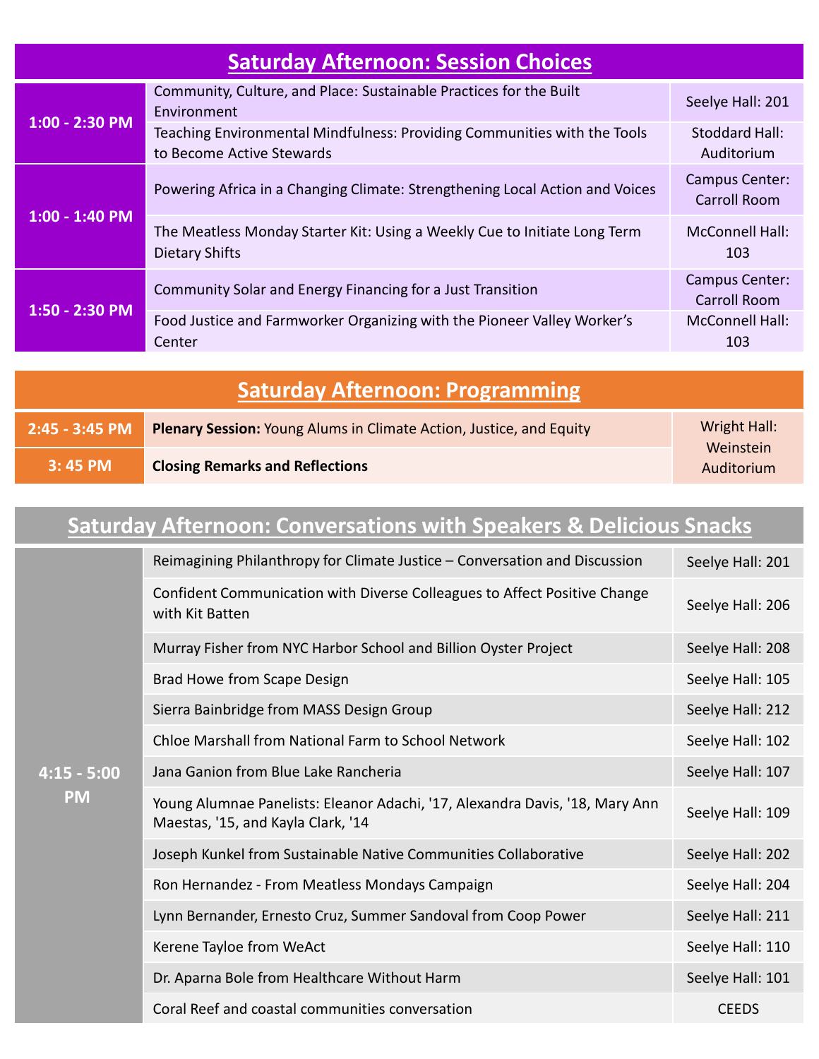## Saturday Afternoon: Session Choices

| Time | Session | Location |
|---|---|---|
| 1:00 - 2:30 PM | Community, Culture, and Place: Sustainable Practices for the Built Environment | Seelye Hall: 201 |
| | Teaching Environmental Mindfulness: Providing Communities with the Tools to Become Active Stewards | Stoddard Hall: Auditorium |
| 1:00 - 1:40 PM | Powering Africa in a Changing Climate: Strengthening Local Action and Voices | Campus Center: Carroll Room |
| | The Meatless Monday Starter Kit: Using a Weekly Cue to Initiate Long Term Dietary Shifts | McConnell Hall: 103 |
| 1:50 - 2:30 PM | Community Solar and Energy Financing for a Just Transition | Campus Center: Carroll Room |
| | Food Justice and Farmworker Organizing with the Pioneer Valley Worker's Center | McConnell Hall: 103 |

## Saturday Afternoon: Programming

| Time | Session | Location |
|---|---|---|
| 2:45 - 3:45 PM | **Plenary Session:** Young Alums in Climate Action, Justice, and Equity | Wright Hall: Weinstein Auditorium |
| 3: 45 PM | **Closing Remarks and Reflections** | |

## Saturday Afternoon: Conversations with Speakers & Delicious Snacks

| Time | Conversation | Location |
|---|---|---|
| 4:15 - 5:00 PM | Reimagining Philanthropy for Climate Justice – Conversation and Discussion | Seelye Hall: 201 |
| | Confident Communication with Diverse Colleagues to Affect Positive Change with Kit Batten | Seelye Hall: 206 |
| | Murray Fisher from NYC Harbor School and Billion Oyster Project | Seelye Hall: 208 |
| | Brad Howe from Scape Design | Seelye Hall: 105 |
| | Sierra Bainbridge from MASS Design Group | Seelye Hall: 212 |
| | Chloe Marshall from National Farm to School Network | Seelye Hall: 102 |
| | Jana Ganion from Blue Lake Rancheria | Seelye Hall: 107 |
| | Young Alumnae Panelists: Eleanor Adachi, '17, Alexandra Davis, '18, Mary Ann Maestas, '15, and Kayla Clark, '14 | Seelye Hall: 109 |
| | Joseph Kunkel from Sustainable Native Communities Collaborative | Seelye Hall: 202 |
| | Ron Hernandez - From Meatless Mondays Campaign | Seelye Hall: 204 |
| | Lynn Bernander, Ernesto Cruz, Summer Sandoval from Coop Power | Seelye Hall: 211 |
| | Kerene Tayloe from WeAct | Seelye Hall: 110 |
| | Dr. Aparna Bole from Healthcare Without Harm | Seelye Hall: 101 |
| | Coral Reef and coastal communities conversation | CEEDS |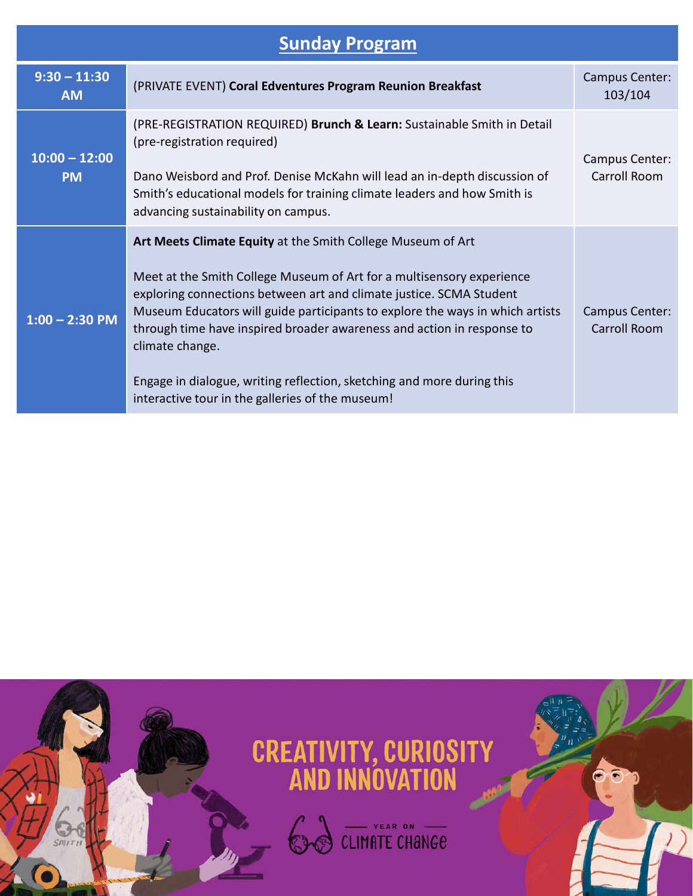| Sunday Program | | |
|---|---|---|
| **9:30 – 11:30 AM** | (PRIVATE EVENT) **Coral Edventures Program Reunion Breakfast** | Campus Center: 103/104 |
| **10:00 – 12:00 PM** | (PRE-REGISTRATION REQUIRED) **Brunch & Learn:** Sustainable Smith in Detail (pre-registration required)<br><br>Dano Weisbord and Prof. Denise McKahn will lead an in-depth discussion of Smith's educational models for training climate leaders and how Smith is advancing sustainability on campus. | Campus Center: Carroll Room |
| **1:00 – 2:30 PM** | **Art Meets Climate Equity** at the Smith College Museum of Art<br><br>Meet at the Smith College Museum of Art for a multisensory experience exploring connections between art and climate justice. SCMA Student Museum Educators will guide participants to explore the ways in which artists through time have inspired broader awareness and action in response to climate change.<br><br>Engage in dialogue, writing reflection, sketching and more during this interactive tour in the galleries of the museum! | Campus Center: Carroll Room |

CREATIVITY, CURIOSITY AND INNOVATION

YEAR ON CLIMATE CHANGE